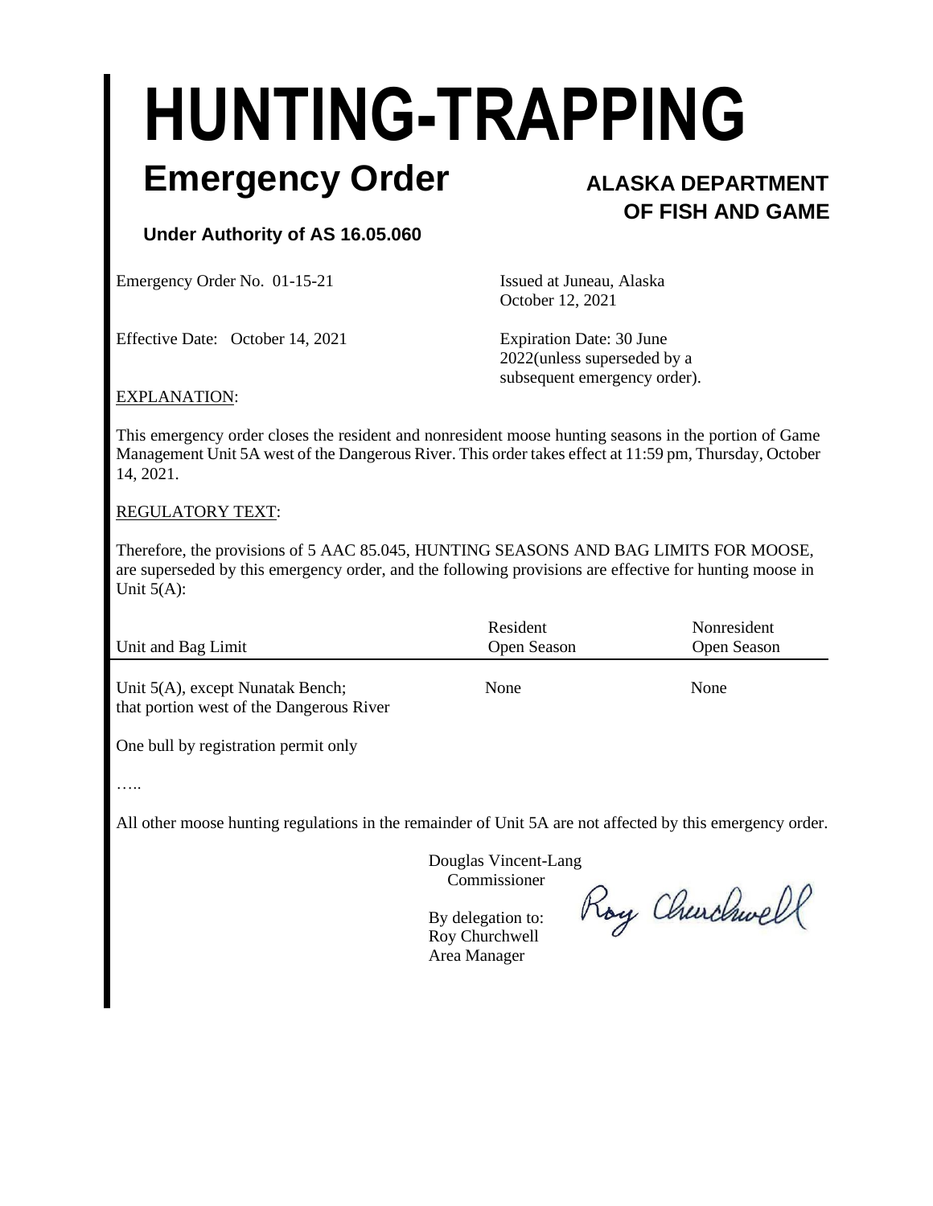# HUNTING-TRAPPING

## Emergency Order

**ALASKA DEPARTMENT OF FISH AND GAME**

**Under Authority of AS 16.05.060**

Emergency Order No. 01-15-21

Issued at Juneau, Alaska
October 12, 2021

Effective Date: October 14, 2021

Expiration Date: 30 June 2022(unless superseded by a subsequent emergency order).

EXPLANATION:

This emergency order closes the resident and nonresident moose hunting seasons in the portion of Game Management Unit 5A west of the Dangerous River. This order takes effect at 11:59 pm, Thursday, October 14, 2021.

REGULATORY TEXT:

Therefore, the provisions of 5 AAC 85.045, HUNTING SEASONS AND BAG LIMITS FOR MOOSE, are superseded by this emergency order, and the following provisions are effective for hunting moose in Unit 5(A):

| Unit and Bag Limit | Resident Open Season | Nonresident Open Season |
|---|---|---|
| Unit 5(A), except Nunatak Bench; that portion west of the Dangerous River | None | None |
| One bull by registration permit only | | |

…..

All other moose hunting regulations in the remainder of Unit 5A are not affected by this emergency order.

Douglas Vincent-Lang
Commissioner

By delegation to:
Roy Churchwell
Area Manager

Roy Churchwell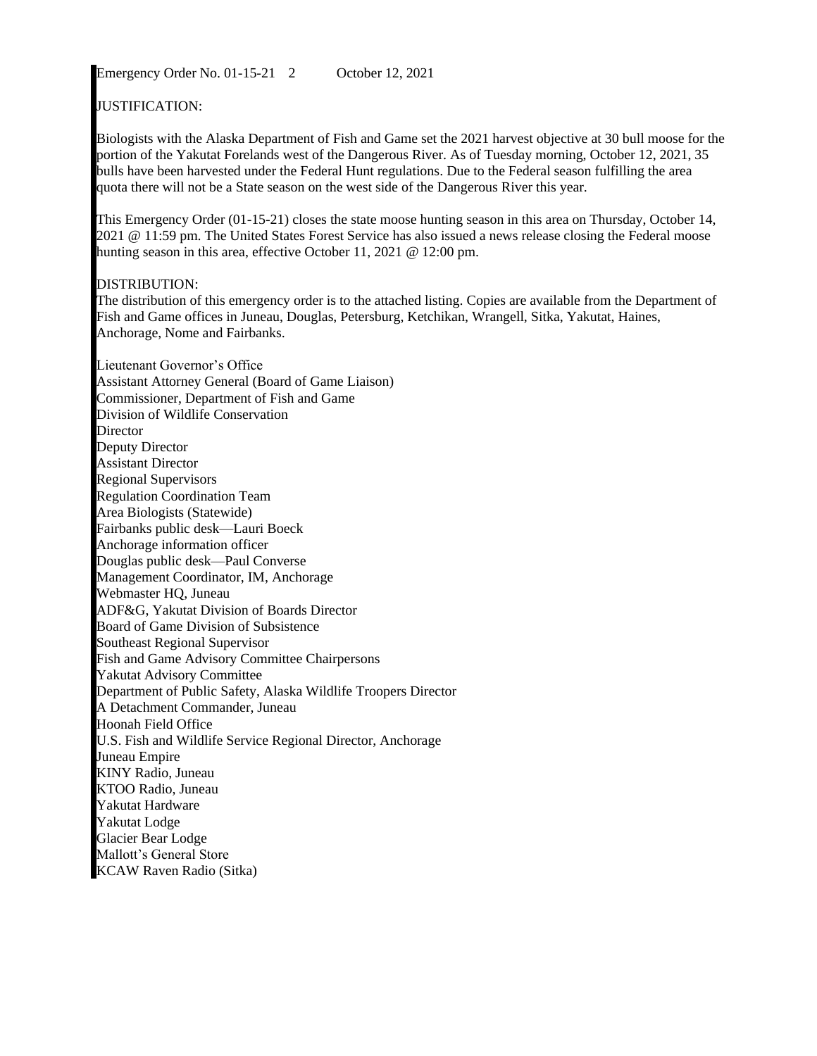JUSTIFICATION:

Biologists with the Alaska Department of Fish and Game set the 2021 harvest objective at 30 bull moose for the portion of the Yakutat Forelands west of the Dangerous River. As of Tuesday morning, October 12, 2021, 35 bulls have been harvested under the Federal Hunt regulations. Due to the Federal season fulfilling the area quota there will not be a State season on the west side of the Dangerous River this year.

This Emergency Order (01-15-21) closes the state moose hunting season in this area on Thursday, October 14, 2021 @ 11:59 pm. The United States Forest Service has also issued a news release closing the Federal moose hunting season in this area, effective October 11, 2021 @ 12:00 pm.

DISTRIBUTION:
The distribution of this emergency order is to the attached listing. Copies are available from the Department of Fish and Game offices in Juneau, Douglas, Petersburg, Ketchikan, Wrangell, Sitka, Yakutat, Haines, Anchorage, Nome and Fairbanks.

Lieutenant Governor's Office
Assistant Attorney General (Board of Game Liaison)
Commissioner, Department of Fish and Game
Division of Wildlife Conservation
Director
Deputy Director
Assistant Director
Regional Supervisors
Regulation Coordination Team
Area Biologists (Statewide)
Fairbanks public desk—Lauri Boeck
Anchorage information officer
Douglas public desk—Paul Converse
Management Coordinator, IM, Anchorage
Webmaster HQ, Juneau
ADF&G, Yakutat Division of Boards Director
Board of Game Division of Subsistence
Southeast Regional Supervisor
Fish and Game Advisory Committee Chairpersons
Yakutat Advisory Committee
Department of Public Safety, Alaska Wildlife Troopers Director
A Detachment Commander, Juneau
Hoonah Field Office
U.S. Fish and Wildlife Service Regional Director, Anchorage
Juneau Empire
KINY Radio, Juneau
KTOO Radio, Juneau
Yakutat Hardware
Yakutat Lodge
Glacier Bear Lodge
Mallott's General Store
KCAW Raven Radio (Sitka)